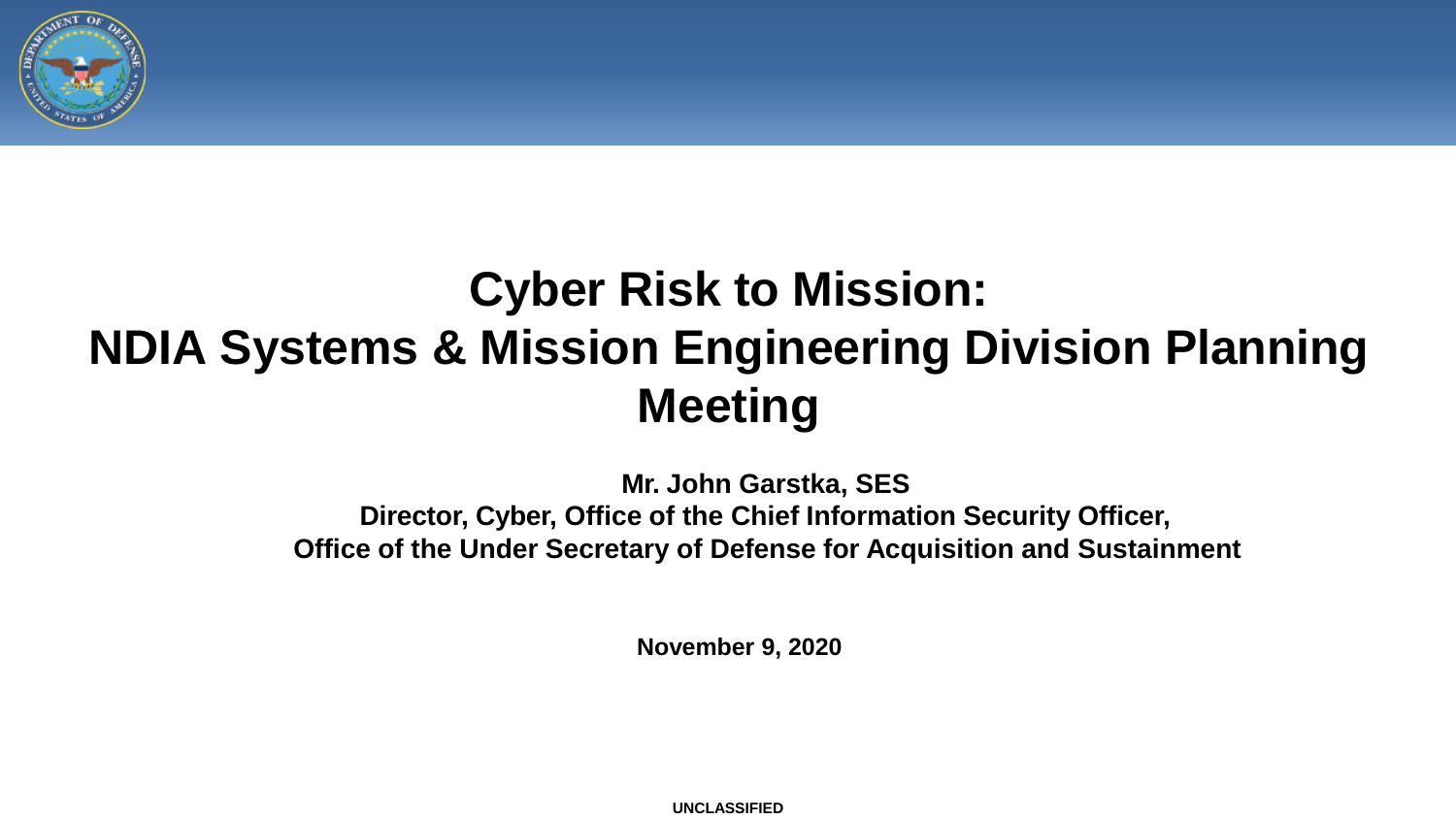# Cyber Risk to Mission: NDIA Systems & Mission Engineering Division Planning Meeting

**Mr. John Garstka, SES**
**Director, Cyber, Office of the Chief Information Security Officer,**
**Office of the Under Secretary of Defense for Acquisition and Sustainment**

**November 9, 2020**

UNCLASSIFIED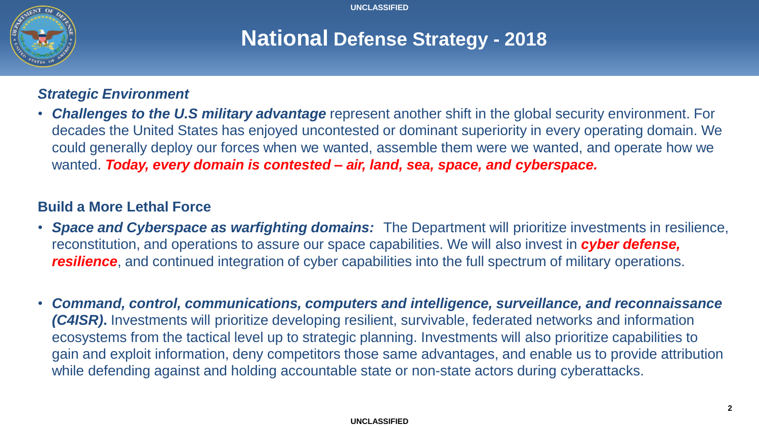# National Defense Strategy - 2018

### *Strategic Environment*

- ***Challenges to the U.S military advantage*** represent another shift in the global security environment. For decades the United States has enjoyed uncontested or dominant superiority in every operating domain. We could generally deploy our forces when we wanted, assemble them were we wanted, and operate how we wanted. ***Today, every domain is contested – air, land, sea, space, and cyberspace.***

### Build a More Lethal Force

- ***Space and Cyberspace as warfighting domains:*** The Department will prioritize investments in resilience, reconstitution, and operations to assure our space capabilities. We will also invest in ***cyber defense, resilience***, and continued integration of cyber capabilities into the full spectrum of military operations.

- ***Command, control, communications, computers and intelligence, surveillance, and reconnaissance (C4ISR).*** Investments will prioritize developing resilient, survivable, federated networks and information ecosystems from the tactical level up to strategic planning. Investments will also prioritize capabilities to gain and exploit information, deny competitors those same advantages, and enable us to provide attribution while defending against and holding accountable state or non-state actors during cyberattacks.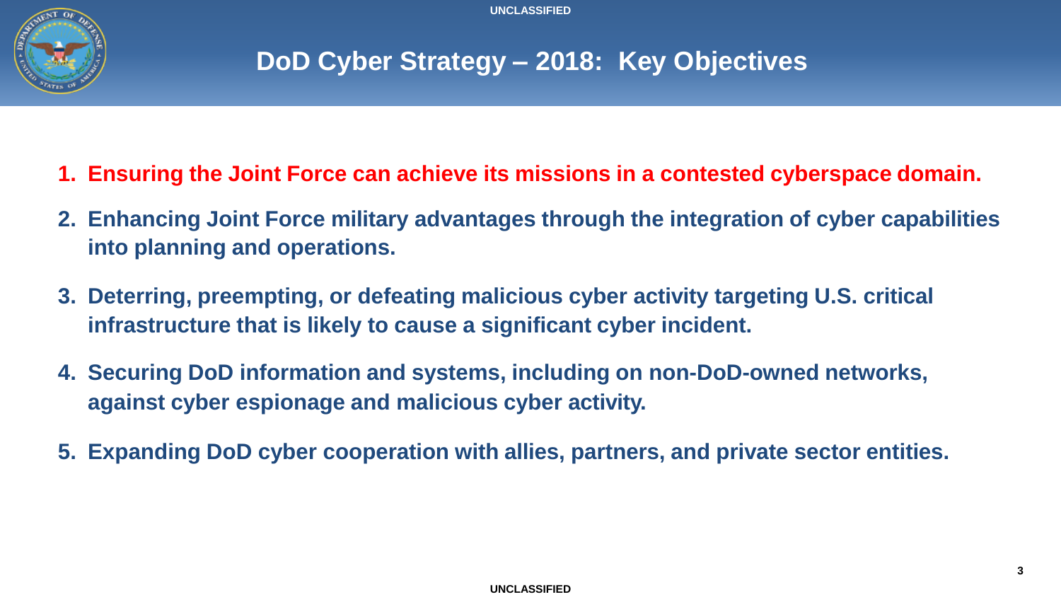# DoD Cyber Strategy – 2018: Key Objectives

1. **Ensuring the Joint Force can achieve its missions in a contested cyberspace domain.**
2. **Enhancing Joint Force military advantages through the integration of cyber capabilities into planning and operations.**
3. **Deterring, preempting, or defeating malicious cyber activity targeting U.S. critical infrastructure that is likely to cause a significant cyber incident.**
4. **Securing DoD information and systems, including on non-DoD-owned networks, against cyber espionage and malicious cyber activity.**
5. **Expanding DoD cyber cooperation with allies, partners, and private sector entities.**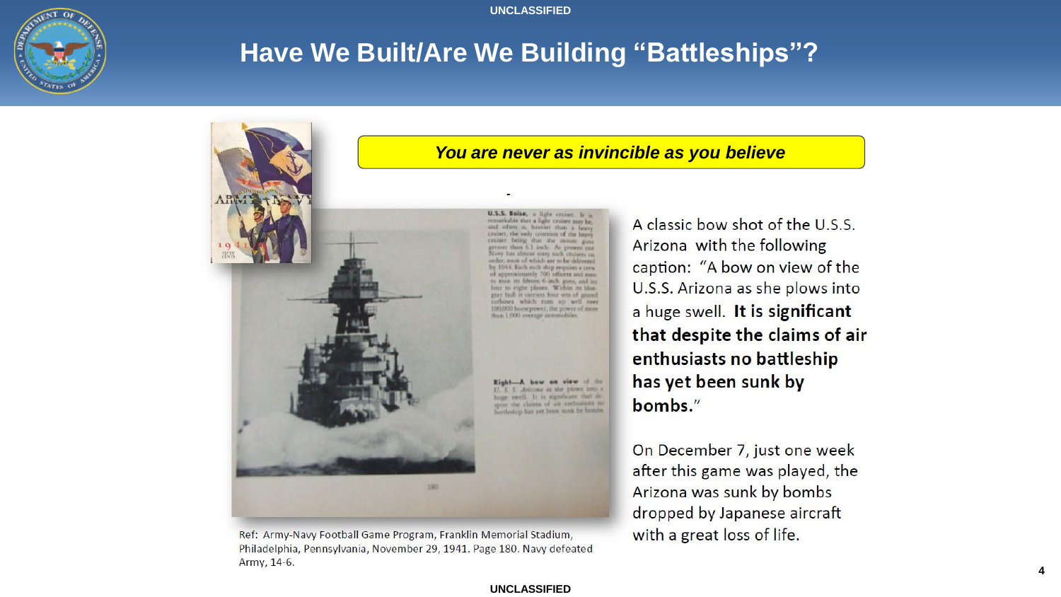# Have We Built/Are We Building "Battleships"?

***You are never as invincible as you believe***

A classic bow shot of the U.S.S. Arizona with the following caption: "A bow on view of the U.S.S. Arizona as she plows into a huge swell. **It is significant that despite the claims of air enthusiasts no battleship has yet been sunk by bombs.**"

On December 7, just one week after this game was played, the Arizona was sunk by bombs dropped by Japanese aircraft with a great loss of life.

Ref: Army-Navy Football Game Program, Franklin Memorial Stadium, Philadelphia, Pennsylvania, November 29, 1941. Page 180. Navy defeated Army, 14-6.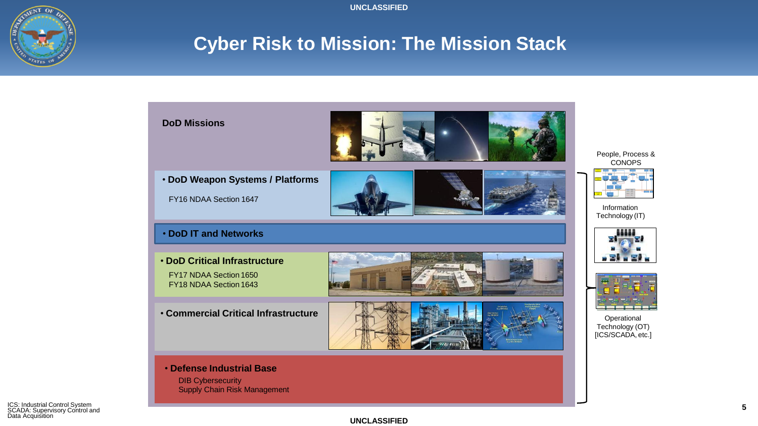# Cyber Risk to Mission: The Mission Stack

**DoD Missions**

- **DoD Weapon Systems / Platforms**

  FY16 NDAA Section 1647

- **DoD IT and Networks**

- **DoD Critical Infrastructure**

  FY17 NDAA Section 1650
  FY18 NDAA Section 1643

- **Commercial Critical Infrastructure**

- **Defense Industrial Base**

  DIB Cybersecurity
  Supply Chain Risk Management

People, Process & CONOPS

Information Technology (IT)

Operational Technology (OT) [ICS/SCADA, etc.]

ICS: Industrial Control System
SCADA: Supervisory Control and Data Acquisition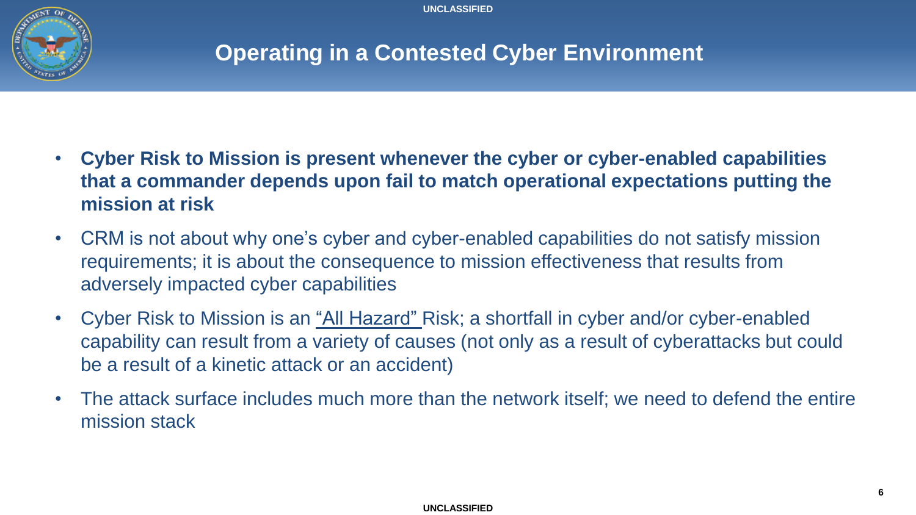# Operating in a Contested Cyber Environment

- **Cyber Risk to Mission is present whenever the cyber or cyber-enabled capabilities that a commander depends upon fail to match operational expectations putting the mission at risk**
- CRM is not about why one's cyber and cyber-enabled capabilities do not satisfy mission requirements; it is about the consequence to mission effectiveness that results from adversely impacted cyber capabilities
- Cyber Risk to Mission is an "All Hazard" Risk; a shortfall in cyber and/or cyber-enabled capability can result from a variety of causes (not only as a result of cyberattacks but could be a result of a kinetic attack or an accident)
- The attack surface includes much more than the network itself; we need to defend the entire mission stack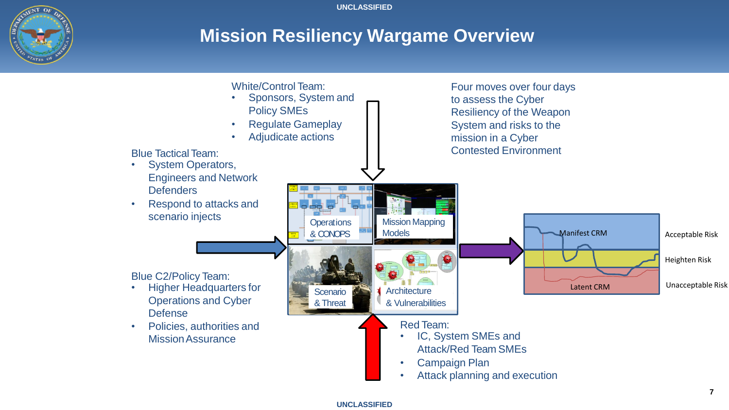UNCLASSIFIED

# Mission Resiliency Wargame Overview

White/Control Team:
- Sponsors, System and Policy SMEs
- Regulate Gameplay
- Adjudicate actions

Four moves over four days to assess the Cyber Resiliency of the Weapon System and risks to the mission in a Cyber Contested Environment

Blue Tactical Team:
- System Operators, Engineers and Network Defenders
- Respond to attacks and scenario injects

Operations & CONOPS

Mission Mapping Models

Scenario & Threat

Architecture & Vulnerabilities

Manifest CRM

Latent CRM

Acceptable Risk

Heighten Risk

Unacceptable Risk

Blue C2/Policy Team:
- Higher Headquarters for Operations and Cyber Defense
- Policies, authorities and Mission Assurance

Red Team:
- IC, System SMEs and Attack/Red Team SMEs
- Campaign Plan
- Attack planning and execution

UNCLASSIFIED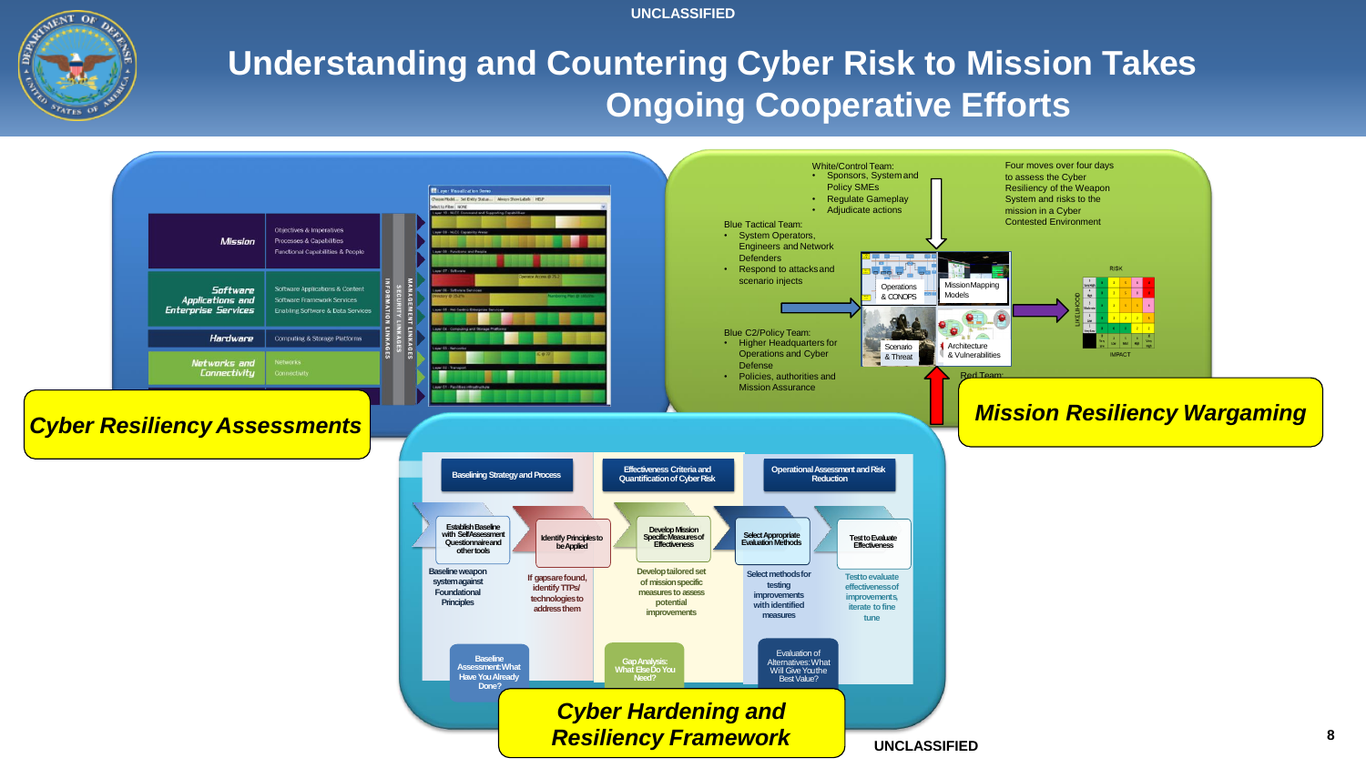# Understanding and Countering Cyber Risk to Mission Takes Ongoing Cooperative Efforts

## Cyber Resiliency Assessments

| | |
|---|---|
| Mission | Objectives & Imperatives; Processes & Capabilities; Functional Capabilities & People |
| Software Applications and Enterprise Services | Software Applications & Content; Software Framework Services; Enabling Software & Data Services |
| Hardware | Computing & Storage Platforms |
| Networks and Connectivity | Networks; Connectivity |

INFORMATION LINKAGES · SECURITY LINKAGES · MANAGEMENT LINKAGES

## Mission Resiliency Wargaming

White/Control Team:
- Sponsors, System and Policy SMEs
- Regulate Gameplay
- Adjudicate actions

Four moves over four days to assess the Cyber Resiliency of the Weapon System and risks to the mission in a Cyber Contested Environment

Blue Tactical Team:
- System Operators, Engineers and Network Defenders
- Respond to attacks and scenario injects

Blue C2/Policy Team:
- Higher Headquarters for Operations and Cyber Defense
- Policies, authorities and Mission Assurance

Red Team:

Operations & CONOPS · Mission Mapping Models · Scenario & Threat · Architecture & Vulnerabilities

RISK — LIKELIHOOD / IMPACT

## Cyber Hardening and Resiliency Framework

| Baselining Strategy and Process | | Effectiveness Criteria and Quantification of Cyber Risk | Operational Assessment and Risk Reduction | |
|---|---|---|---|---|
| Establish Baseline with Self-Assessment Questionnaire and other tools | Identify Principles to be Applied | Develop Mission Specific Measures of Effectiveness | Select Appropriate Evaluation Methods | Test to Evaluate Effectiveness |
| Baseline weapon system against Foundational Principles | If gaps are found, identify TTPs/ technologies to address them | Develop tailored set of mission specific measures to assess potential improvements | Select methods for testing improvements with identified measures | Test to evaluate effectiveness of improvements, iterate to fine tune |

- Baseline Assessment: What Have You Already Done?
- Gap Analysis: What Else Do You Need?
- Evaluation of Alternatives: What Will Give You the Best Value?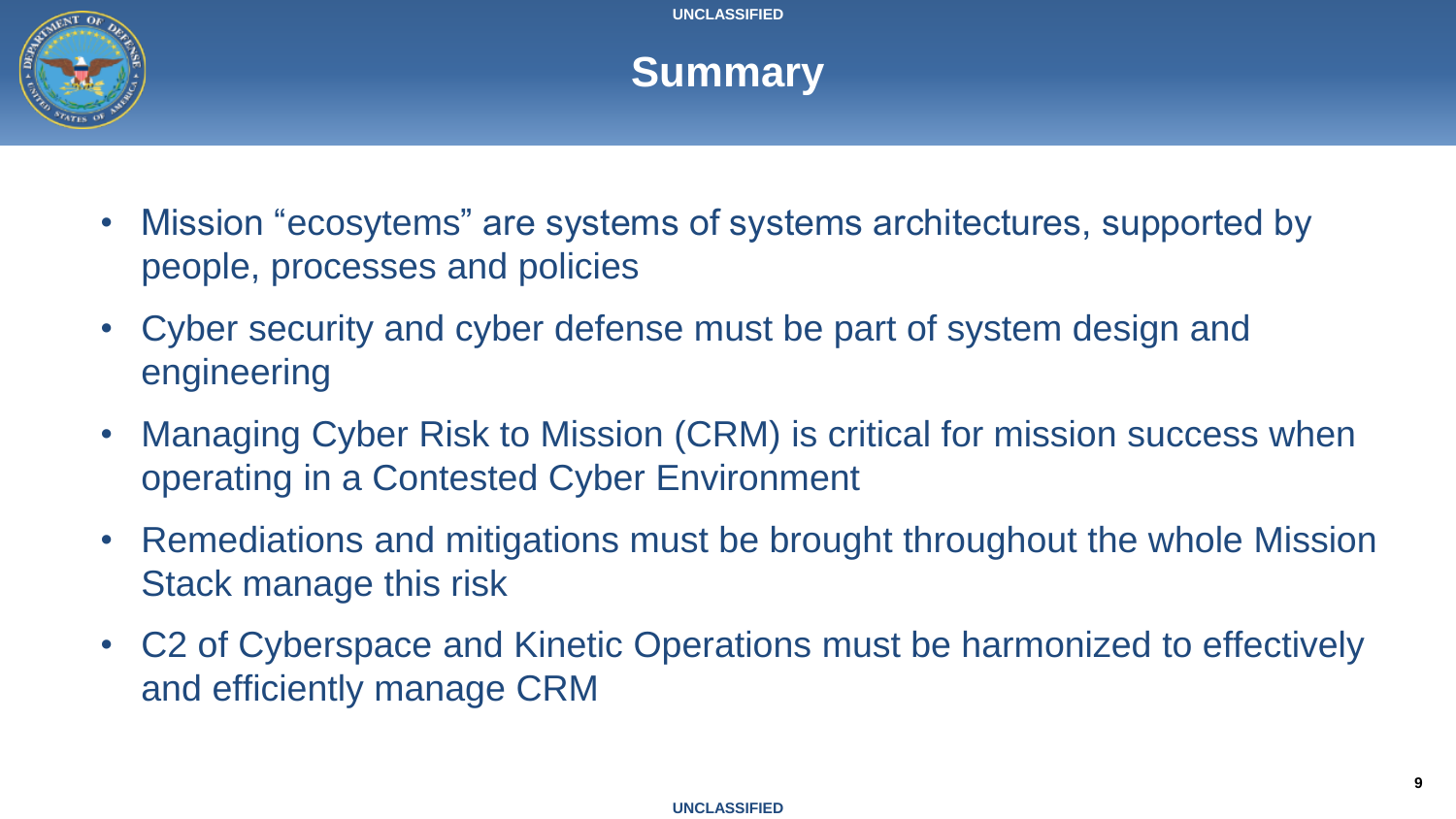# Summary

- Mission “ecosytems” are systems of systems architectures, supported by people, processes and policies
- Cyber security and cyber defense must be part of system design and engineering
- Managing Cyber Risk to Mission (CRM) is critical for mission success when operating in a Contested Cyber Environment
- Remediations and mitigations must be brought throughout the whole Mission Stack manage this risk
- C2 of Cyberspace and Kinetic Operations must be harmonized to effectively and efficiently manage CRM